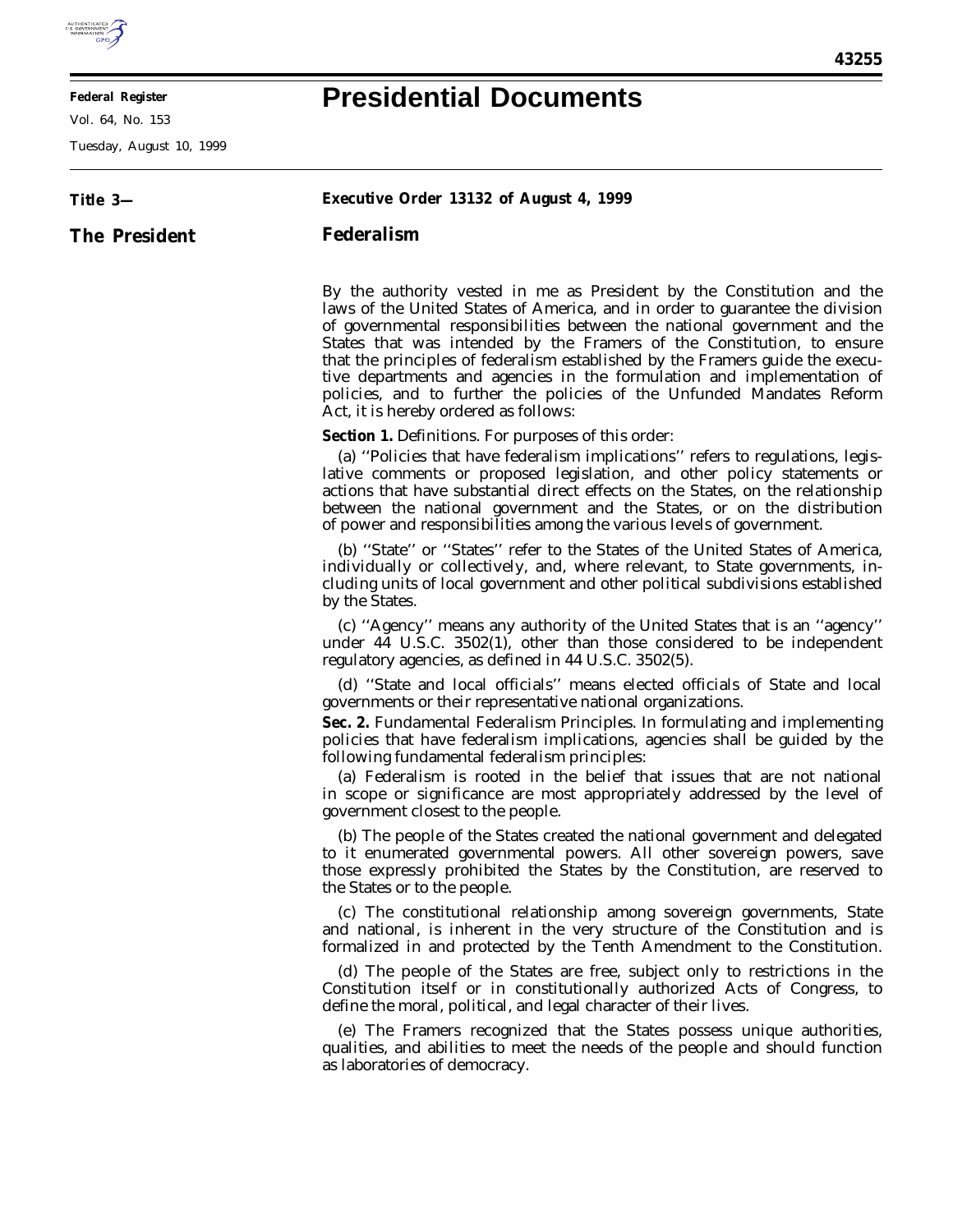# Presidential Documents

**Title 3—**

**The President**

**Executive Order 13132 of August 4, 1999**

## Federalism

By the authority vested in me as President by the Constitution and the laws of the United States of America, and in order to guarantee the division of governmental responsibilities between the national government and the States that was intended by the Framers of the Constitution, to ensure that the principles of federalism established by the Framers guide the executive departments and agencies in the formulation and implementation of policies, and to further the policies of the Unfunded Mandates Reform Act, it is hereby ordered as follows:

**Section 1.** *Definitions.* For purposes of this order:

(a) ''Policies that have federalism implications'' refers to regulations, legislative comments or proposed legislation, and other policy statements or actions that have substantial direct effects on the States, on the relationship between the national government and the States, or on the distribution of power and responsibilities among the various levels of government.

(b) ''State'' or ''States'' refer to the States of the United States of America, individually or collectively, and, where relevant, to State governments, including units of local government and other political subdivisions established by the States.

(c) ''Agency'' means any authority of the United States that is an ''agency'' under 44 U.S.C. 3502(1), other than those considered to be independent regulatory agencies, as defined in 44 U.S.C. 3502(5).

(d) ''State and local officials'' means elected officials of State and local governments or their representative national organizations.

**Sec. 2.** *Fundamental Federalism Principles.* In formulating and implementing policies that have federalism implications, agencies shall be guided by the following fundamental federalism principles:

(a) Federalism is rooted in the belief that issues that are not national in scope or significance are most appropriately addressed by the level of government closest to the people.

(b) The people of the States created the national government and delegated to it enumerated governmental powers. All other sovereign powers, save those expressly prohibited the States by the Constitution, are reserved to the States or to the people.

(c) The constitutional relationship among sovereign governments, State and national, is inherent in the very structure of the Constitution and is formalized in and protected by the Tenth Amendment to the Constitution.

(d) The people of the States are free, subject only to restrictions in the Constitution itself or in constitutionally authorized Acts of Congress, to define the moral, political, and legal character of their lives.

(e) The Framers recognized that the States possess unique authorities, qualities, and abilities to meet the needs of the people and should function as laboratories of democracy.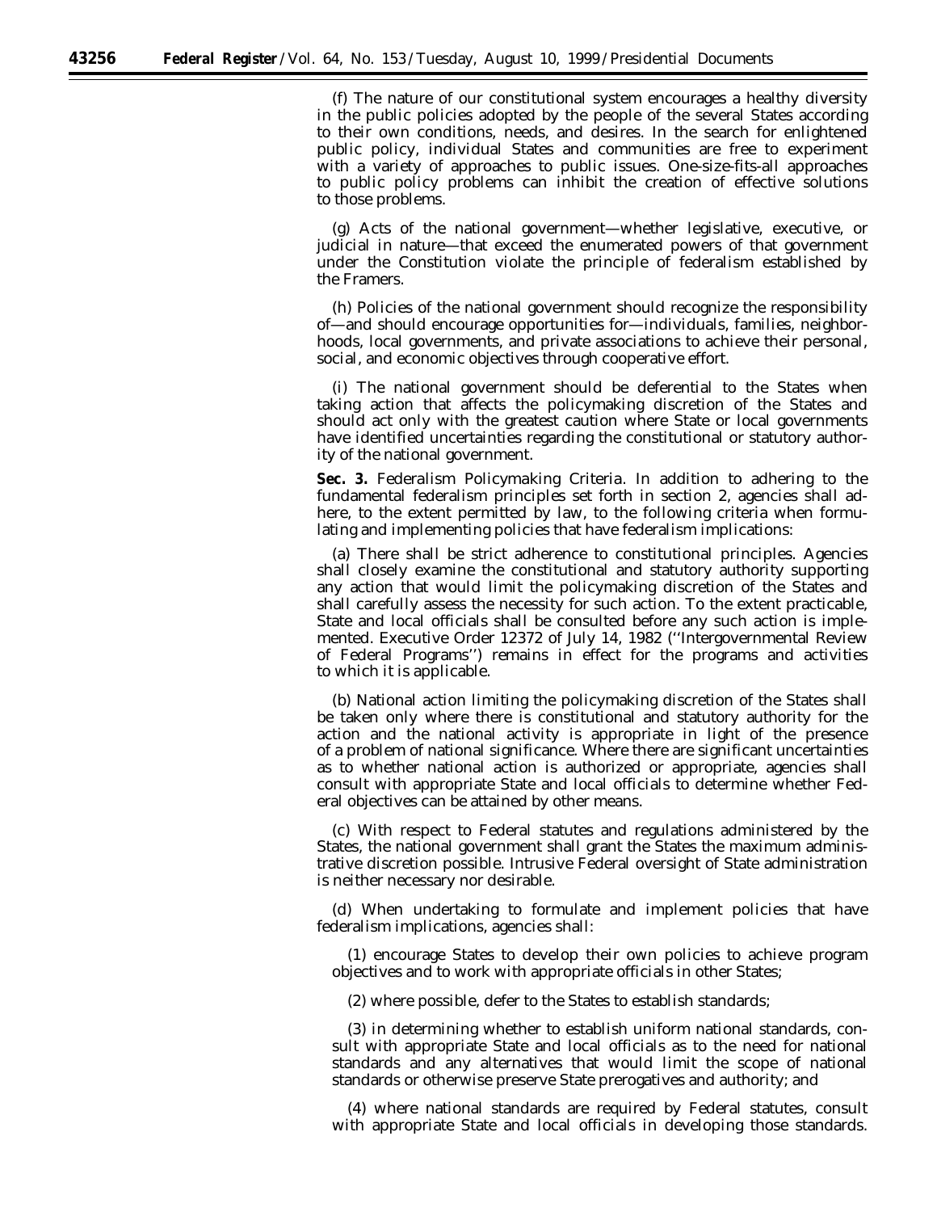(f) The nature of our constitutional system encourages a healthy diversity in the public policies adopted by the people of the several States according to their own conditions, needs, and desires. In the search for enlightened public policy, individual States and communities are free to experiment with a variety of approaches to public issues. One-size-fits-all approaches to public policy problems can inhibit the creation of effective solutions to those problems.

(g) Acts of the national government—whether legislative, executive, or judicial in nature—that exceed the enumerated powers of that government under the Constitution violate the principle of federalism established by the Framers.

(h) Policies of the national government should recognize the responsibility of—and should encourage opportunities for—individuals, families, neighborhoods, local governments, and private associations to achieve their personal, social, and economic objectives through cooperative effort.

(i) The national government should be deferential to the States when taking action that affects the policymaking discretion of the States and should act only with the greatest caution where State or local governments have identified uncertainties regarding the constitutional or statutory authority of the national government.

**Sec. 3.** *Federalism Policymaking Criteria.* In addition to adhering to the fundamental federalism principles set forth in section 2, agencies shall adhere, to the extent permitted by law, to the following criteria when formulating and implementing policies that have federalism implications:

(a) There shall be strict adherence to constitutional principles. Agencies shall closely examine the constitutional and statutory authority supporting any action that would limit the policymaking discretion of the States and shall carefully assess the necessity for such action. To the extent practicable, State and local officials shall be consulted before any such action is implemented. Executive Order 12372 of July 14, 1982 (''Intergovernmental Review of Federal Programs'') remains in effect for the programs and activities to which it is applicable.

(b) National action limiting the policymaking discretion of the States shall be taken only where there is constitutional and statutory authority for the action and the national activity is appropriate in light of the presence of a problem of national significance. Where there are significant uncertainties as to whether national action is authorized or appropriate, agencies shall consult with appropriate State and local officials to determine whether Federal objectives can be attained by other means.

(c) With respect to Federal statutes and regulations administered by the States, the national government shall grant the States the maximum administrative discretion possible. Intrusive Federal oversight of State administration is neither necessary nor desirable.

(d) When undertaking to formulate and implement policies that have federalism implications, agencies shall:

(1) encourage States to develop their own policies to achieve program objectives and to work with appropriate officials in other States;

(2) where possible, defer to the States to establish standards;

(3) in determining whether to establish uniform national standards, consult with appropriate State and local officials as to the need for national standards and any alternatives that would limit the scope of national standards or otherwise preserve State prerogatives and authority; and

(4) where national standards are required by Federal statutes, consult with appropriate State and local officials in developing those standards.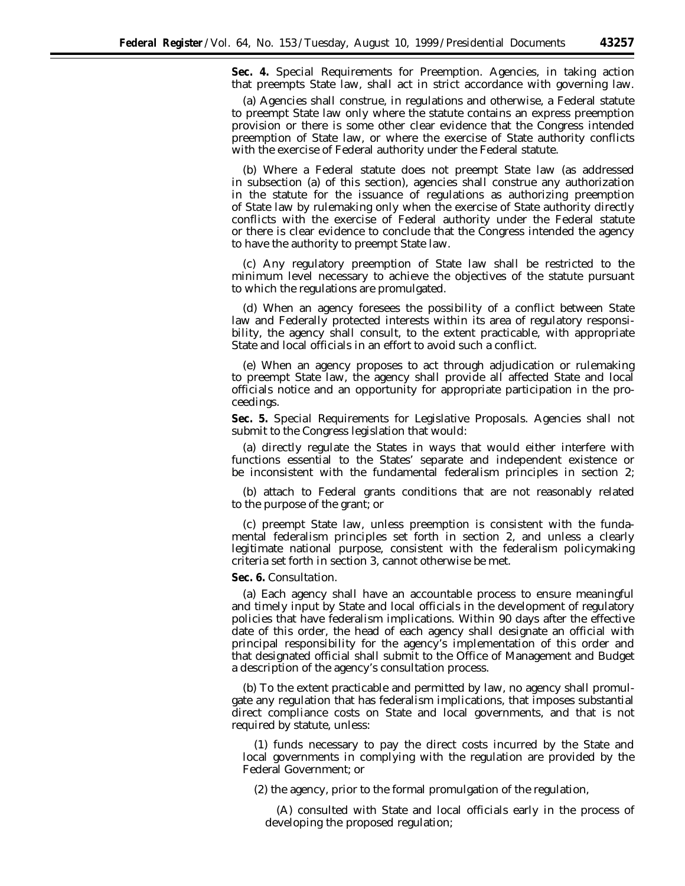**Sec. 4.** *Special Requirements for Preemption.* Agencies, in taking action that preempts State law, shall act in strict accordance with governing law.

(a) Agencies shall construe, in regulations and otherwise, a Federal statute to preempt State law only where the statute contains an express preemption provision or there is some other clear evidence that the Congress intended preemption of State law, or where the exercise of State authority conflicts with the exercise of Federal authority under the Federal statute.

(b) Where a Federal statute does not preempt State law (as addressed in subsection (a) of this section), agencies shall construe any authorization in the statute for the issuance of regulations as authorizing preemption of State law by rulemaking only when the exercise of State authority directly conflicts with the exercise of Federal authority under the Federal statute or there is clear evidence to conclude that the Congress intended the agency to have the authority to preempt State law.

(c) Any regulatory preemption of State law shall be restricted to the minimum level necessary to achieve the objectives of the statute pursuant to which the regulations are promulgated.

(d) When an agency foresees the possibility of a conflict between State law and Federally protected interests within its area of regulatory responsibility, the agency shall consult, to the extent practicable, with appropriate State and local officials in an effort to avoid such a conflict.

(e) When an agency proposes to act through adjudication or rulemaking to preempt State law, the agency shall provide all affected State and local officials notice and an opportunity for appropriate participation in the proceedings.

**Sec. 5.** *Special Requirements for Legislative Proposals.* Agencies shall not submit to the Congress legislation that would:

(a) directly regulate the States in ways that would either interfere with functions essential to the States' separate and independent existence or be inconsistent with the fundamental federalism principles in section 2;

(b) attach to Federal grants conditions that are not reasonably related to the purpose of the grant; or

(c) preempt State law, unless preemption is consistent with the fundamental federalism principles set forth in section 2, and unless a clearly legitimate national purpose, consistent with the federalism policymaking criteria set forth in section 3, cannot otherwise be met.

**Sec. 6.** *Consultation.*

(a) Each agency shall have an accountable process to ensure meaningful and timely input by State and local officials in the development of regulatory policies that have federalism implications. Within 90 days after the effective date of this order, the head of each agency shall designate an official with principal responsibility for the agency's implementation of this order and that designated official shall submit to the Office of Management and Budget a description of the agency's consultation process.

(b) To the extent practicable and permitted by law, no agency shall promulgate any regulation that has federalism implications, that imposes substantial direct compliance costs on State and local governments, and that is not required by statute, unless:

(1) funds necessary to pay the direct costs incurred by the State and local governments in complying with the regulation are provided by the Federal Government; or

(2) the agency, prior to the formal promulgation of the regulation,

(A) consulted with State and local officials early in the process of developing the proposed regulation;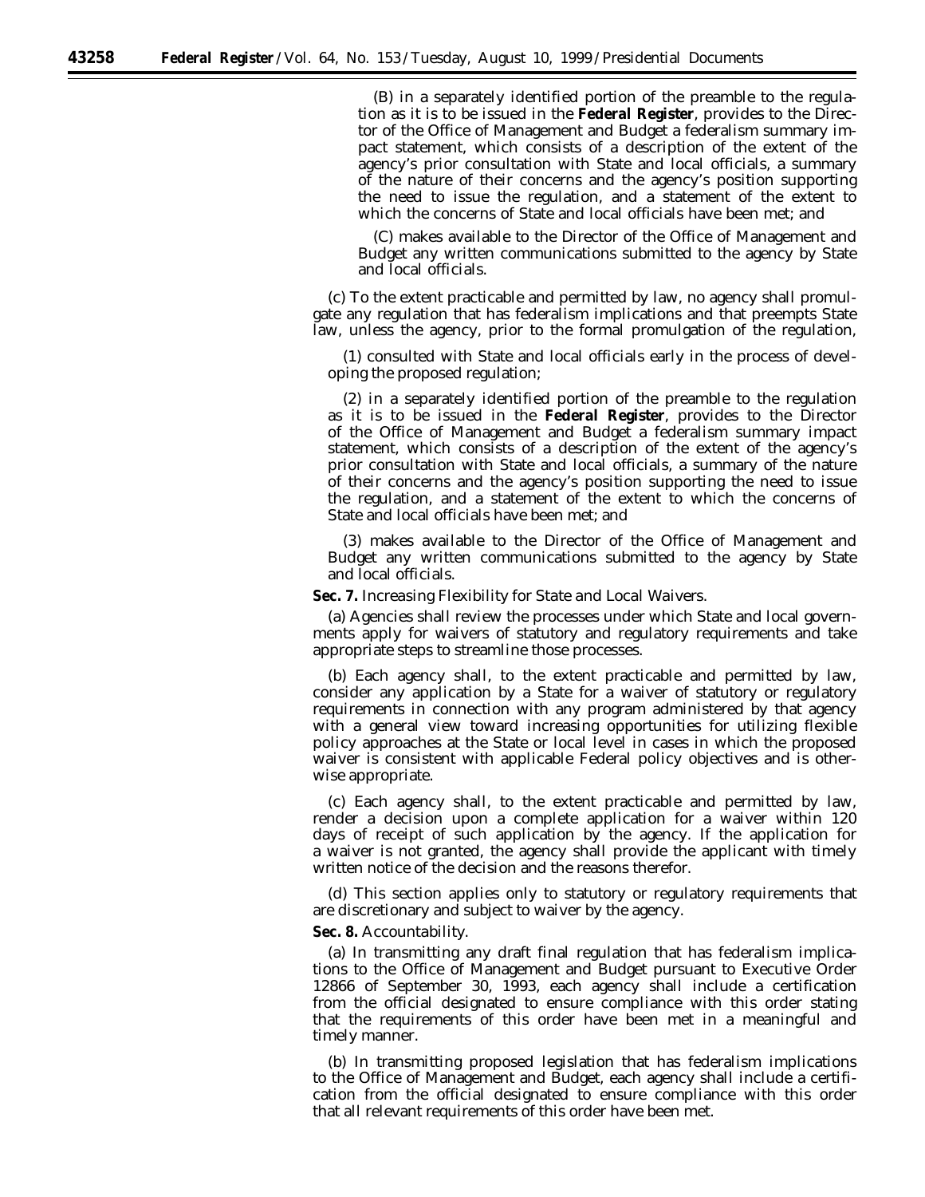(B) in a separately identified portion of the preamble to the regulation as it is to be issued in the **Federal Register**, provides to the Director of the Office of Management and Budget a federalism summary impact statement, which consists of a description of the extent of the agency's prior consultation with State and local officials, a summary of the nature of their concerns and the agency's position supporting the need to issue the regulation, and a statement of the extent to which the concerns of State and local officials have been met; and

(C) makes available to the Director of the Office of Management and Budget any written communications submitted to the agency by State and local officials.

(c) To the extent practicable and permitted by law, no agency shall promulgate any regulation that has federalism implications and that preempts State law, unless the agency, prior to the formal promulgation of the regulation,

(1) consulted with State and local officials early in the process of developing the proposed regulation;

(2) in a separately identified portion of the preamble to the regulation as it is to be issued in the **Federal Register**, provides to the Director of the Office of Management and Budget a federalism summary impact statement, which consists of a description of the extent of the agency's prior consultation with State and local officials, a summary of the nature of their concerns and the agency's position supporting the need to issue the regulation, and a statement of the extent to which the concerns of State and local officials have been met; and

(3) makes available to the Director of the Office of Management and Budget any written communications submitted to the agency by State and local officials.

**Sec. 7.** Increasing Flexibility for State and Local Waivers.

(a) Agencies shall review the processes under which State and local governments apply for waivers of statutory and regulatory requirements and take appropriate steps to streamline those processes.

(b) Each agency shall, to the extent practicable and permitted by law, consider any application by a State for a waiver of statutory or regulatory requirements in connection with any program administered by that agency with a general view toward increasing opportunities for utilizing flexible policy approaches at the State or local level in cases in which the proposed waiver is consistent with applicable Federal policy objectives and is otherwise appropriate.

(c) Each agency shall, to the extent practicable and permitted by law, render a decision upon a complete application for a waiver within 120 days of receipt of such application by the agency. If the application for a waiver is not granted, the agency shall provide the applicant with timely written notice of the decision and the reasons therefor.

(d) This section applies only to statutory or regulatory requirements that are discretionary and subject to waiver by the agency.

**Sec. 8.** Accountability.

(a) In transmitting any draft final regulation that has federalism implications to the Office of Management and Budget pursuant to Executive Order 12866 of September 30, 1993, each agency shall include a certification from the official designated to ensure compliance with this order stating that the requirements of this order have been met in a meaningful and timely manner.

(b) In transmitting proposed legislation that has federalism implications to the Office of Management and Budget, each agency shall include a certification from the official designated to ensure compliance with this order that all relevant requirements of this order have been met.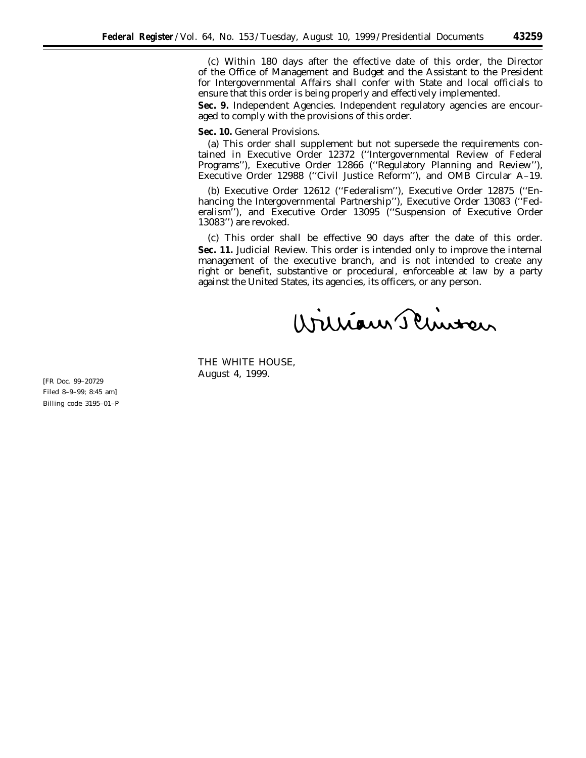(c) Within 180 days after the effective date of this order, the Director of the Office of Management and Budget and the Assistant to the President for Intergovernmental Affairs shall confer with State and local officials to ensure that this order is being properly and effectively implemented.

**Sec. 9.** Independent Agencies. Independent regulatory agencies are encouraged to comply with the provisions of this order.

**Sec. 10.** General Provisions.

(a) This order shall supplement but not supersede the requirements contained in Executive Order 12372 (''Intergovernmental Review of Federal Programs''), Executive Order 12866 (''Regulatory Planning and Review''), Executive Order 12988 (''Civil Justice Reform''), and OMB Circular A–19.

(b) Executive Order 12612 (''Federalism''), Executive Order 12875 (''Enhancing the Intergovernmental Partnership''), Executive Order 13083 (''Federalism''), and Executive Order 13095 (''Suspension of Executive Order 13083'') are revoked.

(c) This order shall be effective 90 days after the date of this order.

**Sec. 11.** Judicial Review. This order is intended only to improve the internal management of the executive branch, and is not intended to create any right or benefit, substantive or procedural, enforceable at law by a party against the United States, its agencies, its officers, or any person.

William J. Clinton

THE WHITE HOUSE,
August 4, 1999.

[FR Doc. 99–20729
Filed 8–9–99; 8:45 am]
Billing code 3195–01–P